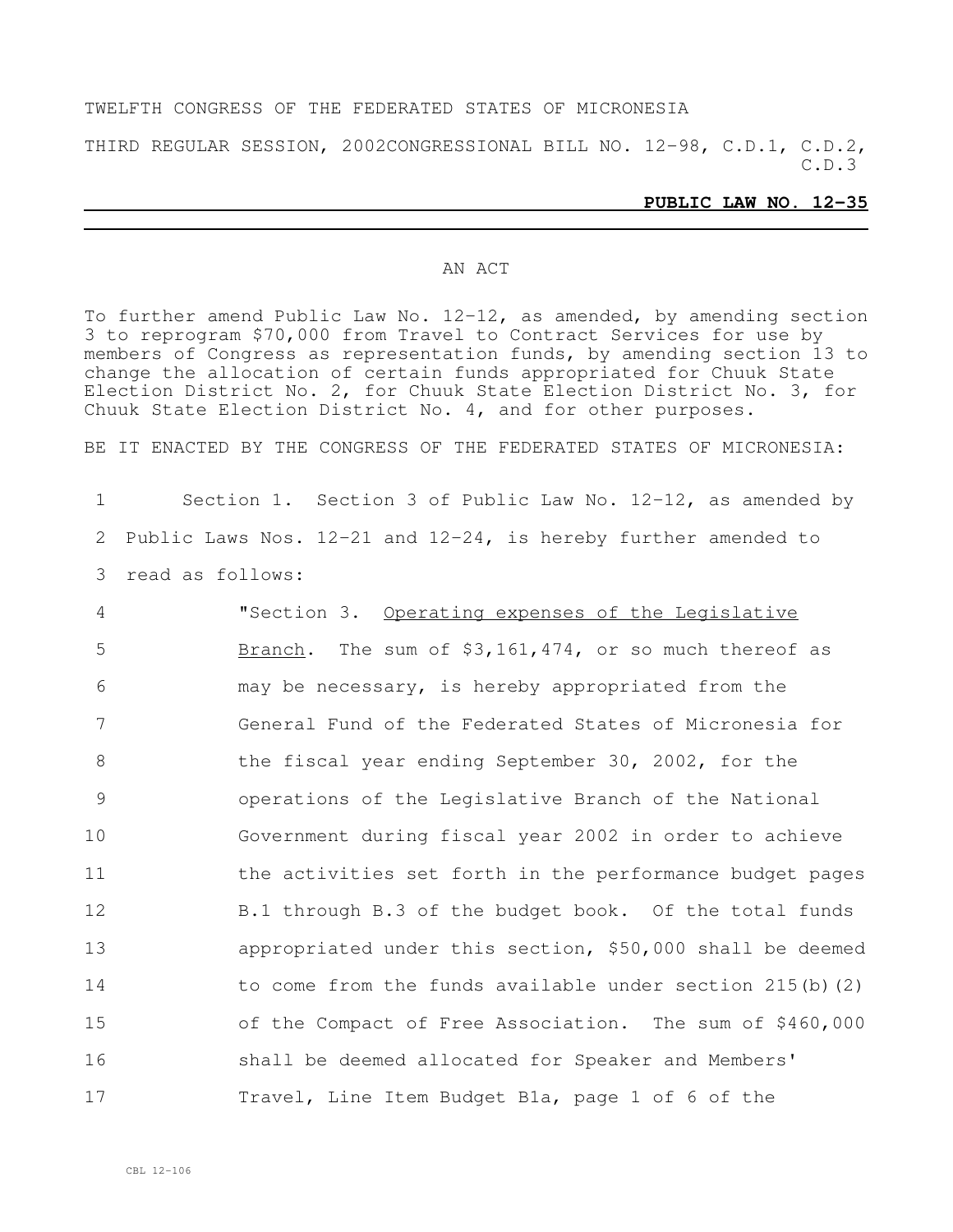TWELFTH CONGRESS OF THE FEDERATED STATES OF MICRONESIA

THIRD REGULAR SESSION, 2002 CONGRESSIONAL BILL NO. 12-98, C.D.1, C.D.2, C.D.3

**PUBLIC LAW NO. 12-35**

AN ACT

To further amend Public Law No. 12-12, as amended, by amending section 3 to reprogram $70,000 from Travel to Contract Services for use by members of Congress as representation funds, by amending section 13 to change the allocation of certain funds appropriated for Chuuk State Election District No. 2, for Chuuk State Election District No. 3, for Chuuk State Election District No. 4, and for other purposes.

BE IT ENACTED BY THE CONGRESS OF THE FEDERATED STATES OF MICRONESIA:

Section 1. Section 3 of Public Law No. 12-12, as amended by Public Laws Nos. 12-21 and 12-24, is hereby further amended to read as follows:

"Section 3. Operating expenses of the Legislative Branch. The sum of $3,161,474, or so much thereof as may be necessary, is hereby appropriated from the General Fund of the Federated States of Micronesia for the fiscal year ending September 30, 2002, for the operations of the Legislative Branch of the National Government during fiscal year 2002 in order to achieve the activities set forth in the performance budget pages B.1 through B.3 of the budget book. Of the total funds appropriated under this section, $50,000 shall be deemed to come from the funds available under section 215(b)(2) of the Compact of Free Association. The sum of $460,000 shall be deemed allocated for Speaker and Members' Travel, Line Item Budget B1a, page 1 of 6 of the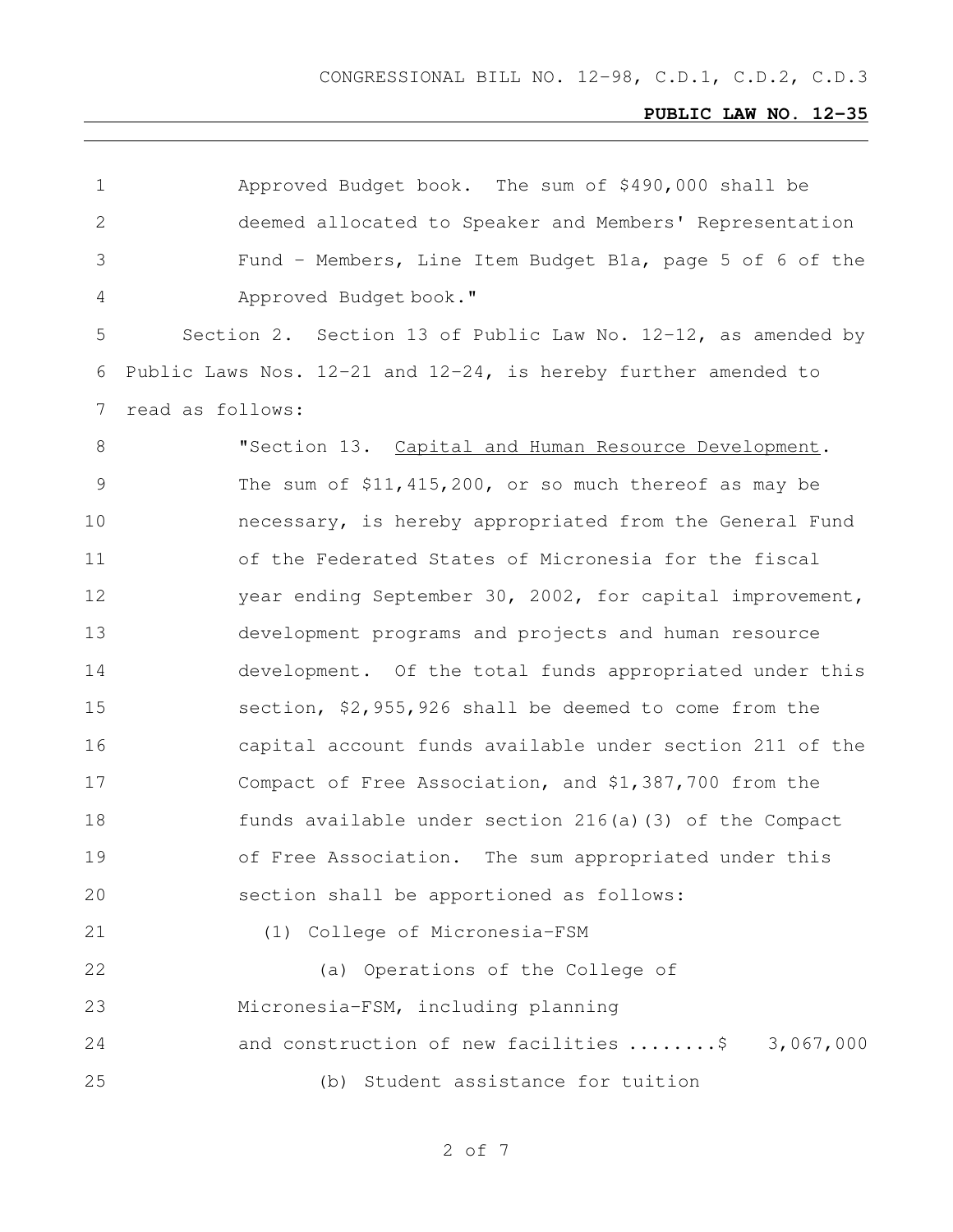Approved Budget book. The sum of $490,000 shall be deemed allocated to Speaker and Members' Representation Fund - Members, Line Item Budget B1a, page 5 of 6 of the Approved Budget book."

Section 2. Section 13 of Public Law No. 12-12, as amended by Public Laws Nos. 12-21 and 12-24, is hereby further amended to read as follows:

"Section 13. Capital and Human Resource Development. The sum of $11,415,200, or so much thereof as may be necessary, is hereby appropriated from the General Fund of the Federated States of Micronesia for the fiscal year ending September 30, 2002, for capital improvement, development programs and projects and human resource development. Of the total funds appropriated under this section, $2,955,926 shall be deemed to come from the capital account funds available under section 211 of the Compact of Free Association, and $1,387,700 from the funds available under section 216(a)(3) of the Compact of Free Association. The sum appropriated under this section shall be apportioned as follows:

(1) College of Micronesia-FSM

(a) Operations of the College of Micronesia-FSM, including planning and construction of new facilities ........$ 3,067,000

(b) Student assistance for tuition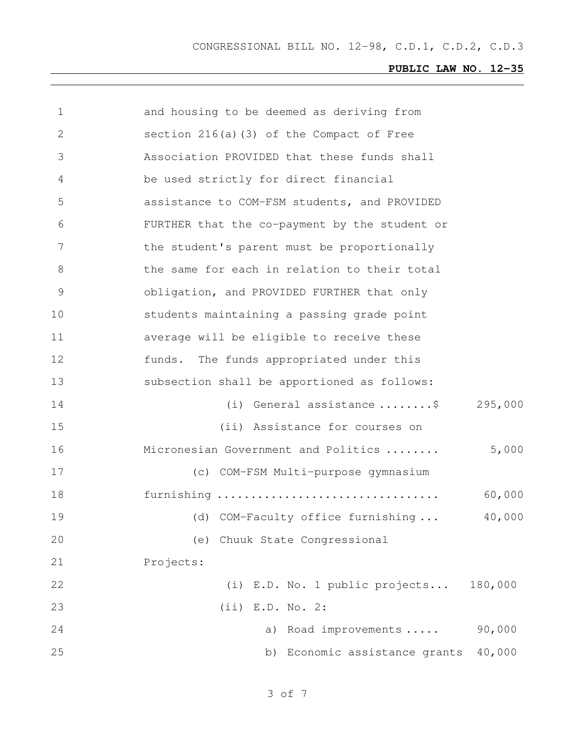and housing to be deemed as deriving from section 216(a)(3) of the Compact of Free Association PROVIDED that these funds shall be used strictly for direct financial assistance to COM-FSM students, and PROVIDED FURTHER that the co-payment by the student or the student's parent must be proportionally the same for each in relation to their total obligation, and PROVIDED FURTHER that only students maintaining a passing grade point average will be eligible to receive these funds. The funds appropriated under this subsection shall be apportioned as follows:

(i) General assistance ........$ 295,000

(ii) Assistance for courses on Micronesian Government and Politics ........ 5,000

(c) COM-FSM Multi-purpose gymnasium furnishing ................................ 60,000

(d) COM-Faculty office furnishing ... 40,000

(e) Chuuk State Congressional Projects:

(i) E.D. No. 1 public projects... 180,000

(ii) E.D. No. 2:

a) Road improvements ..... 90,000

b) Economic assistance grants 40,000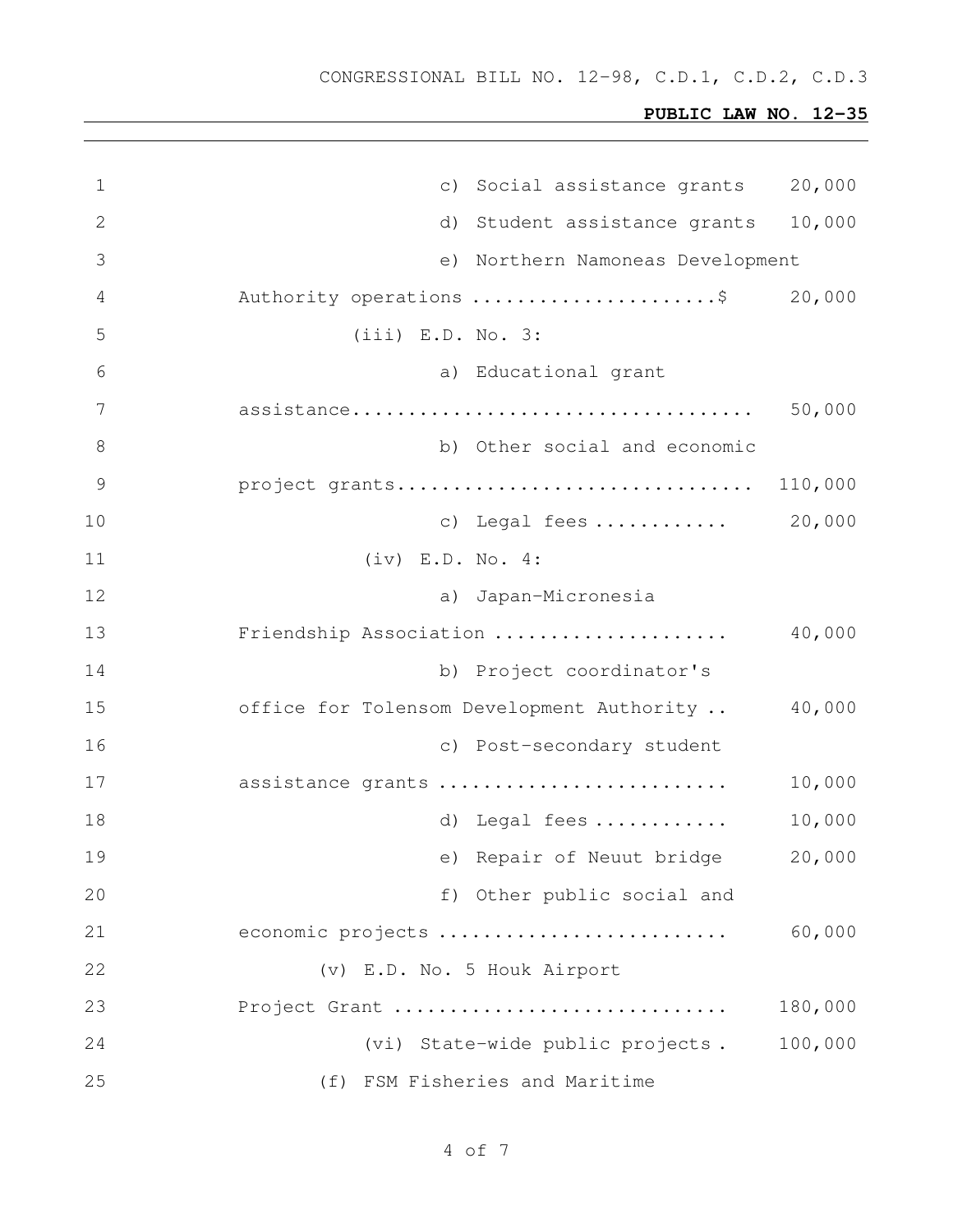c) Social assistance grants 20,000

d) Student assistance grants 10,000

e) Northern Namoneas Development Authority operations ......................$ 20,000

(iii) E.D. No. 3:

a) Educational grant assistance.................................... 50,000

b) Other social and economic project grants................................ 110,000

c) Legal fees ............ 20,000

(iv) E.D. No. 4:

a) Japan-Micronesia Friendship Association ..................... 40,000

b) Project coordinator's office for Tolensom Development Authority .. 40,000

c) Post-secondary student assistance grants .......................... 10,000

d) Legal fees ............ 10,000

e) Repair of Neuut bridge 20,000

f) Other public social and economic projects .......................... 60,000

(v) E.D. No. 5 Houk Airport Project Grant ............................. 180,000

(vi) State-wide public projects . 100,000

(f) FSM Fisheries and Maritime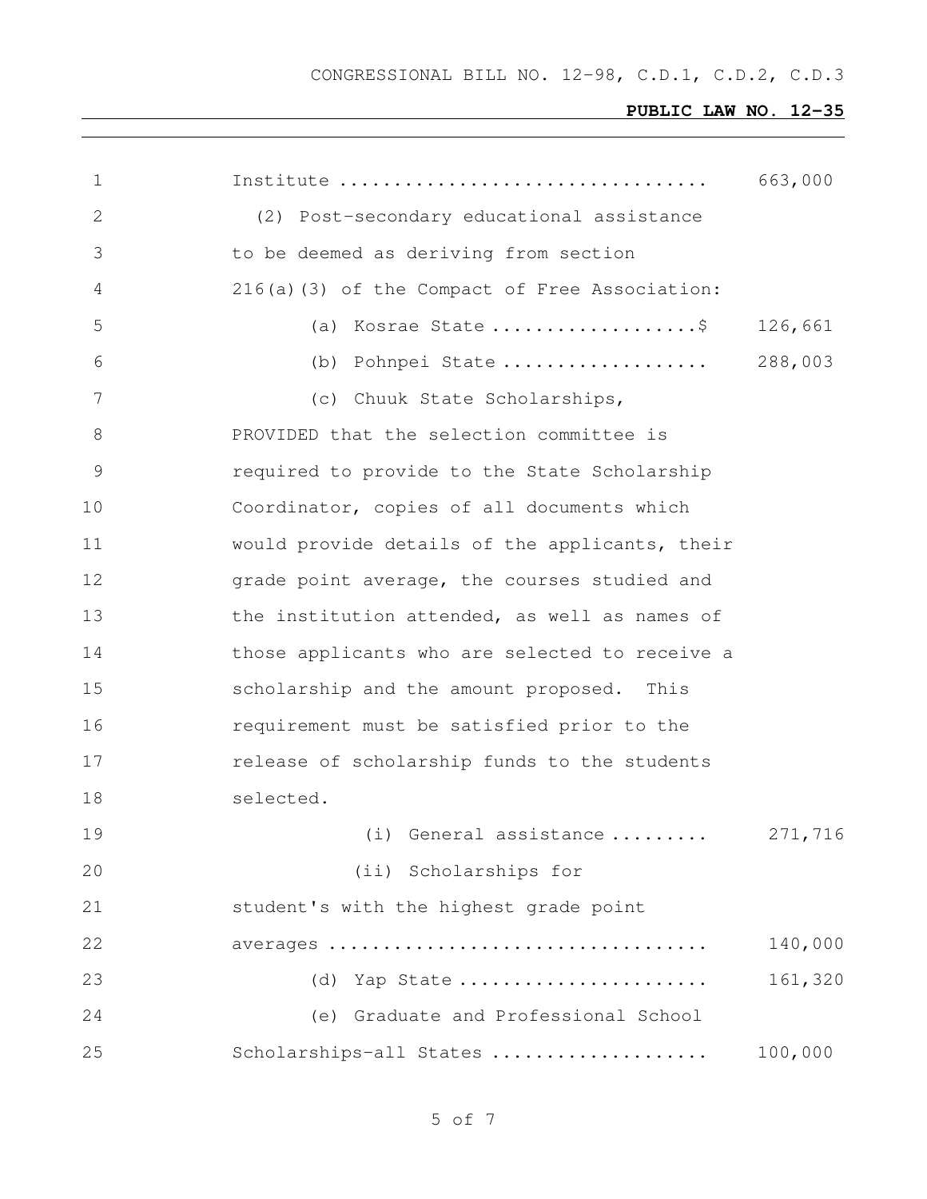Institute .................................. 663,000

(2) Post-secondary educational assistance to be deemed as deriving from section 216(a)(3) of the Compact of Free Association:

(a) Kosrae State ...................$ 126,661

(b) Pohnpei State ................... 288,003

(c) Chuuk State Scholarships, PROVIDED that the selection committee is required to provide to the State Scholarship Coordinator, copies of all documents which would provide details of the applicants, their grade point average, the courses studied and the institution attended, as well as names of those applicants who are selected to receive a scholarship and the amount proposed. This requirement must be satisfied prior to the release of scholarship funds to the students selected.

(i) General assistance ......... 271,716

(ii) Scholarships for student's with the highest grade point averages .................................. 140,000

(d) Yap State ....................... 161,320

(e) Graduate and Professional School Scholarships-all States .................... 100,000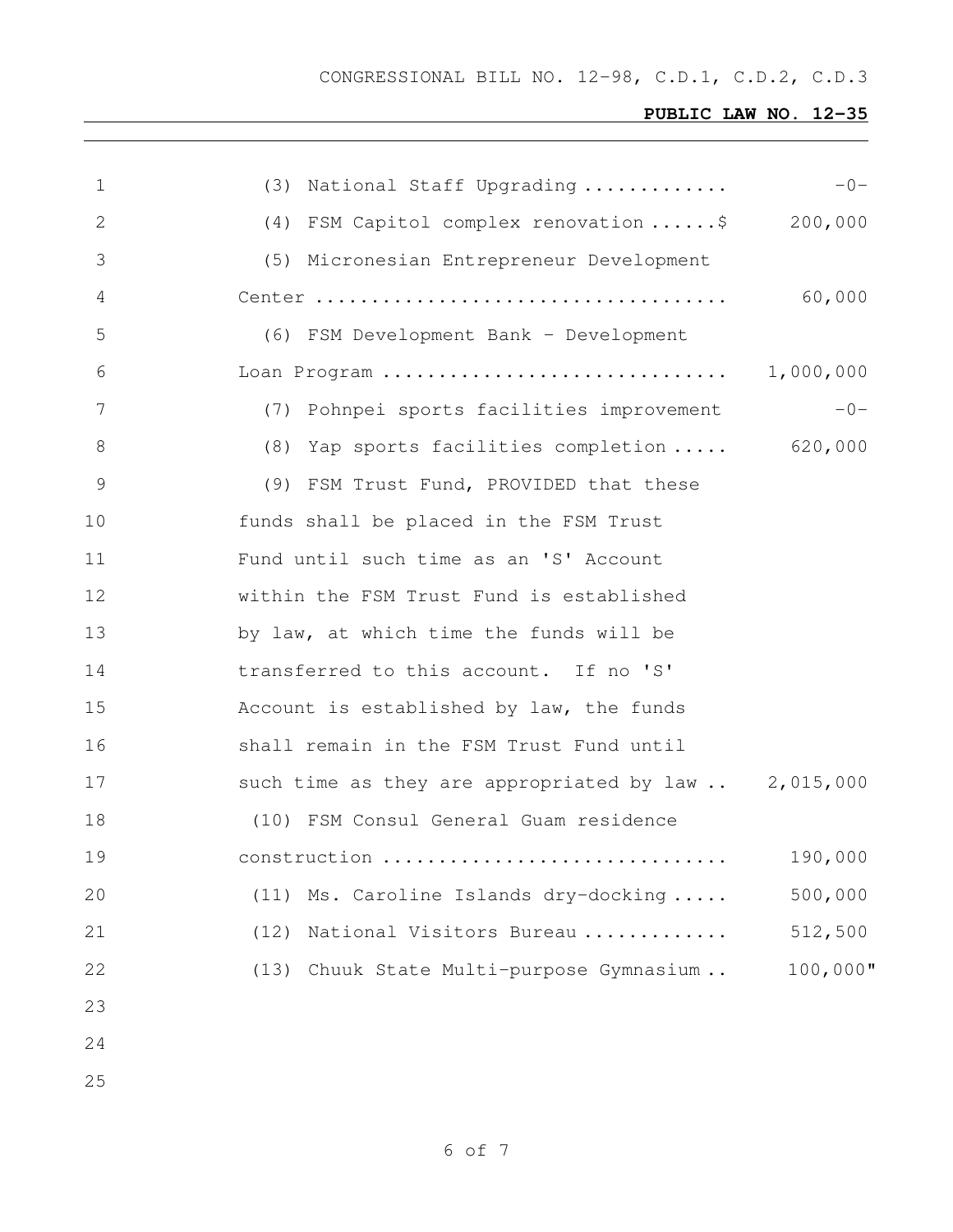(3) National Staff Upgrading ............ -0-

(4) FSM Capitol complex renovation ......$ 200,000

(5) Micronesian Entrepreneur Development Center .................................... 60,000

(6) FSM Development Bank - Development Loan Program .............................. 1,000,000

(7) Pohnpei sports facilities improvement -0-

(8) Yap sports facilities completion ..... 620,000

(9) FSM Trust Fund, PROVIDED that these funds shall be placed in the FSM Trust Fund until such time as an 'S' Account within the FSM Trust Fund is established by law, at which time the funds will be transferred to this account. If no 'S' Account is established by law, the funds shall remain in the FSM Trust Fund until such time as they are appropriated by law .. 2,015,000

(10) FSM Consul General Guam residence construction .............................. 190,000

(11) Ms. Caroline Islands dry-docking ..... 500,000

(12) National Visitors Bureau ............ 512,500

(13) Chuuk State Multi-purpose Gymnasium .. 100,000"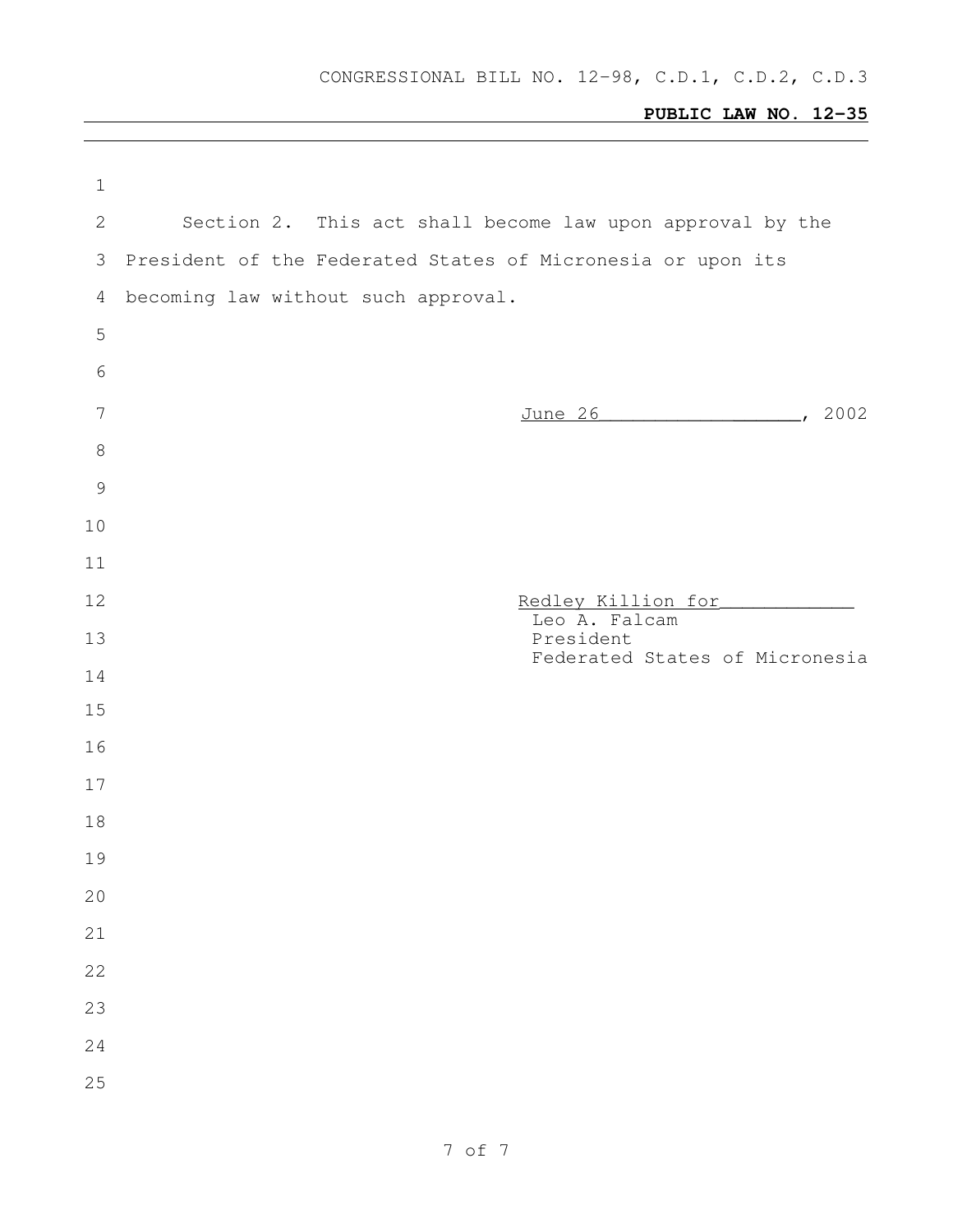Section 2. This act shall become law upon approval by the President of the Federated States of Micronesia or upon its becoming law without such approval.

June 26, 2002

Redley Killion for
Leo A. Falcam
President
Federated States of Micronesia